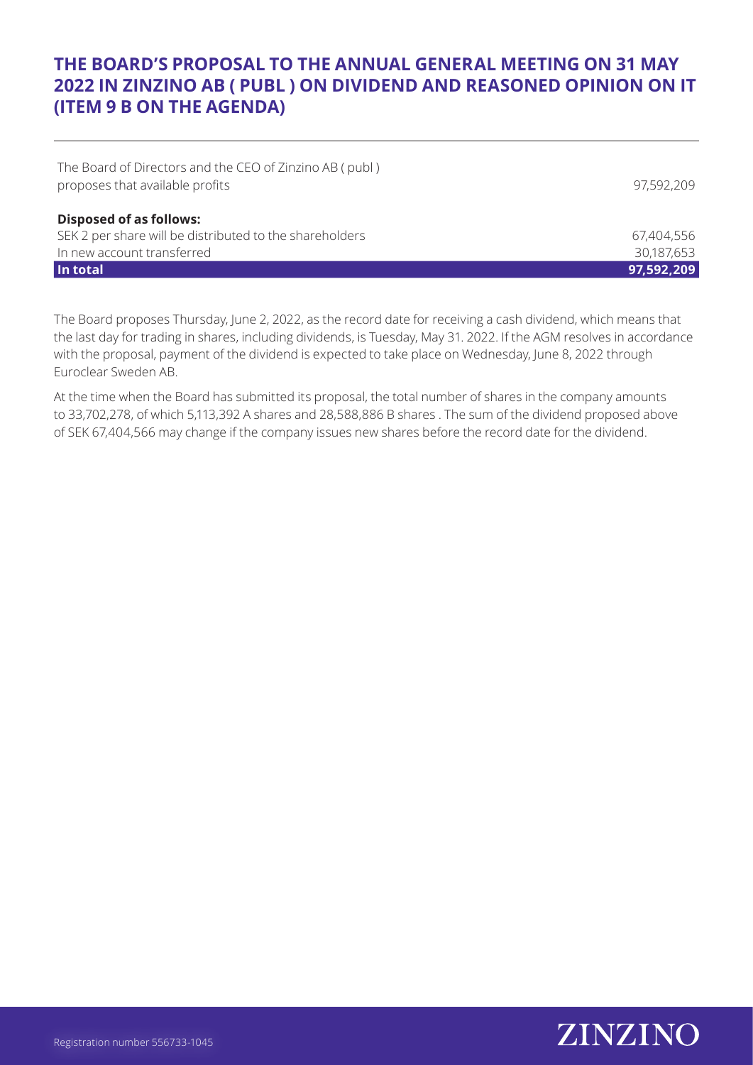# THE BOARD'S PROPOSAL TO THE ANNUAL GENERAL MEETING ON 31 MAY 2022 IN ZINZINO AB ( PUBL ) ON DIVIDEND AND REASONED OPINION ON IT (ITEM 9 B ON THE AGENDA)

| | |
|---|---|
| The Board of Directors and the CEO of Zinzino AB ( publ ) proposes that available profits | 97,592,209 |
| **Disposed of as follows:** | |
| SEK 2 per share will be distributed to the shareholders | 67,404,556 |
| In new account transferred | 30,187,653 |
| **In total** | **97,592,209** |

The Board proposes Thursday, June 2, 2022, as the record date for receiving a cash dividend, which means that the last day for trading in shares, including dividends, is Tuesday, May 31. 2022. If the AGM resolves in accordance with the proposal, payment of the dividend is expected to take place on Wednesday, June 8, 2022 through Euroclear Sweden AB.

At the time when the Board has submitted its proposal, the total number of shares in the company amounts to 33,702,278, of which 5,113,392 A shares and 28,588,886 B shares . The sum of the dividend proposed above of SEK 67,404,566 may change if the company issues new shares before the record date for the dividend.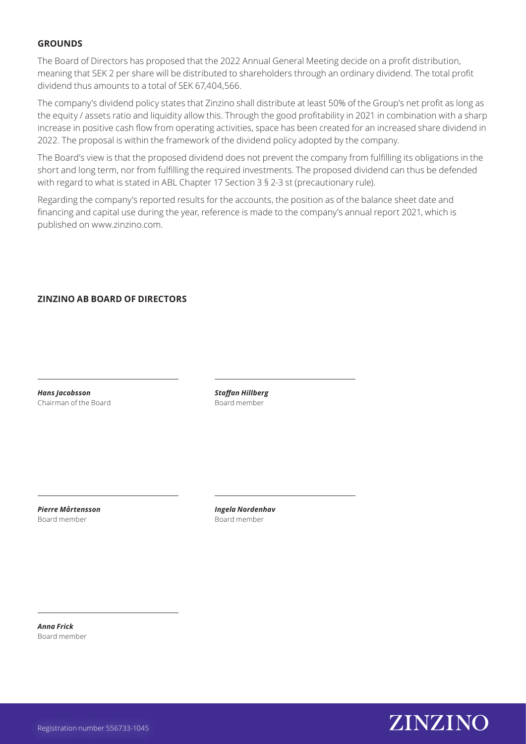## GROUNDS

The Board of Directors has proposed that the 2022 Annual General Meeting decide on a profit distribution, meaning that SEK 2 per share will be distributed to shareholders through an ordinary dividend. The total profit dividend thus amounts to a total of SEK 67,404,566.

The company's dividend policy states that Zinzino shall distribute at least 50% of the Group's net profit as long as the equity / assets ratio and liquidity allow this. Through the good profitability in 2021 in combination with a sharp increase in positive cash flow from operating activities, space has been created for an increased share dividend in 2022. The proposal is within the framework of the dividend policy adopted by the company.

The Board's view is that the proposed dividend does not prevent the company from fulfilling its obligations in the short and long term, nor from fulfilling the required investments. The proposed dividend can thus be defended with regard to what is stated in ABL Chapter 17 Section 3 § 2-3 st (precautionary rule).

Regarding the company's reported results for the accounts, the position as of the balance sheet date and financing and capital use during the year, reference is made to the company's annual report 2021, which is published on www.zinzino.com.

## ZINZINO AB BOARD OF DIRECTORS

***Hans Jacobsson***
Chairman of the Board

***Staffan Hillberg***
Board member

***Pierre Mårtensson***
Board member

***Ingela Nordenhav***
Board member

***Anna Frick***
Board member

Registration number 556733-1045

ZINZINO